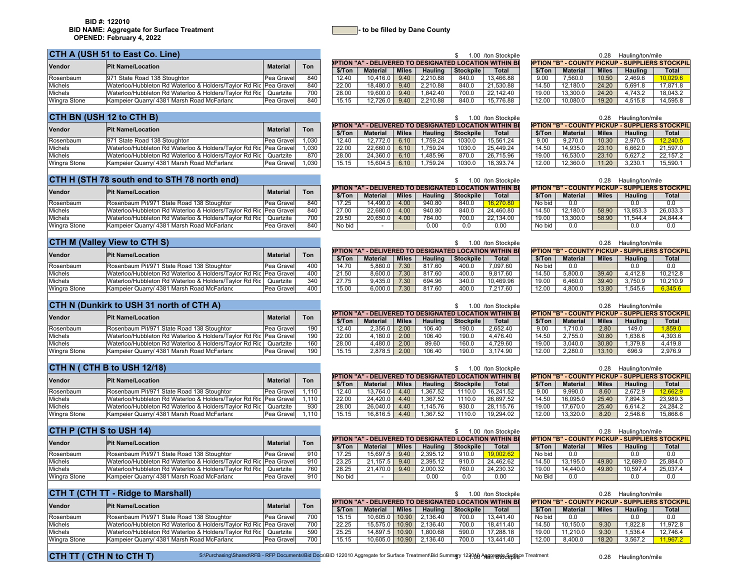**BID #: 122010**
**BID NAME: Aggregate for Surface Treatment**
**OPENED: February 4, 2022**

- to be filled by Dane County

## CTH A (USH 51 to East Co. Line)

$ 1.00 /ton Stockpile; 0.28 Hauling/ton/mile

| Vendor | Pit Name/Location | Material | Ton | OPTION "A" - DELIVERED TO DESIGNATED LOCATION WITHIN BI $/Ton | Material | Miles | Hauling | Stockpile | Total | OPTION "B" - COUNTY PICKUP - SUPPLIERS STOCKPIL $/Ton | Material | Miles | Hauling | Total |
|---|---|---|---|---|---|---|---|---|---|---|---|---|---|---|
| Rosenbaum | 971 State Road 138 Stoughton | Pea Gravel | 840 | 12.40 | 10,416.0 | 9.40 | 2,210.88 | 840.0 | 13,466.88 | 9.00 | 7,560.0 | 10.50 | 2,469.6 | 10,029.6 |
| Michels | Waterloo/Hubbleton Rd Waterloo & Holders/Taylor Rd Ric | Pea Gravel | 840 | 22.00 | 18,480.0 | 9.40 | 2,210.88 | 840.0 | 21,530.88 | 14.50 | 12,180.0 | 24.20 | 5,691.8 | 17,871.8 |
| Michels | Waterloo/Hubbleton Rd Waterloo & Holders/Taylor Rd Ric | Quartzite | 700 | 28.00 | 19,600.0 | 9.40 | 1,842.40 | 700.0 | 22,142.40 | 19.00 | 13,300.0 | 24.20 | 4,743.2 | 18,043.2 |
| Wingra Stone | Kampeier Quarry/ 4381 Marsh Road McFarland | Pea Gravel | 840 | 15.15 | 12,726.0 | 9.40 | 2,210.88 | 840.0 | 15,776.88 | 12.00 | 10,080.0 | 19.20 | 4,515.8 | 14,595.8 |

## CTH BN (USH 12 to CTH B)

$ 1.00 /ton Stockpile; 0.28 Hauling/ton/mile

| Vendor | Pit Name/Location | Material | Ton | OPTION "A" - DELIVERED TO DESIGNATED LOCATION WITHIN BI $/Ton | Material | Miles | Hauling | Stockpile | Total | OPTION "B" - COUNTY PICKUP - SUPPLIERS STOCKPIL $/Ton | Material | Miles | Hauling | Total |
|---|---|---|---|---|---|---|---|---|---|---|---|---|---|---|
| Rosenbaum | 971 State Road 138 Stoughton | Pea Gravel | 1,030 | 12.40 | 12,772.0 | 6.10 | 1,759.24 | 1030.0 | 15,561.24 | 9.00 | 9,270.0 | 10.30 | 2,970.5 | 12,240.5 |
| Michels | Waterloo/Hubbleton Rd Waterloo & Holders/Taylor Rd Ric | Pea Gravel | 1,030 | 22.00 | 22,660.0 | 6.10 | 1,759.24 | 1030.0 | 25,449.24 | 14.50 | 14,935.0 | 23.10 | 6,662.0 | 21,597.0 |
| Michels | Waterloo/Hubbleton Rd Waterloo & Holders/Taylor Rd Ric | Quartzite | 870 | 28.00 | 24,360.0 | 6.10 | 1,485.96 | 870.0 | 26,715.96 | 19.00 | 16,530.0 | 23.10 | 5,627.2 | 22,157.2 |
| Wingra Stone | Kampeier Quarry/ 4381 Marsh Road McFarland | Pea Gravel | 1,030 | 15.15 | 15,604.5 | 6.10 | 1,759.24 | 1030.0 | 18,393.74 | 12.00 | 12,360.0 | 11.20 | 3,230.1 | 15,590.1 |

## CTH H (STH 78 south end to STH 78 north end)

$ 1.00 /ton Stockpile; 0.28 Hauling/ton/mile

| Vendor | Pit Name/Location | Material | Ton | OPTION "A" - DELIVERED TO DESIGNATED LOCATION WITHIN BI $/Ton | Material | Miles | Hauling | Stockpile | Total | OPTION "B" - COUNTY PICKUP - SUPPLIERS STOCKPIL $/Ton | Material | Miles | Hauling | Total |
|---|---|---|---|---|---|---|---|---|---|---|---|---|---|---|
| Rosenbaum | Rosenbaum Pit/971 State Road 138 Stoughton | Pea Gravel | 840 | 17.25 | 14,490.0 | 4.00 | 940.80 | 840.0 | 16,270.80 | No bid | 0.0 | | 0.0 | 0.0 |
| Michels | Waterloo/Hubbleton Rd Waterloo & Holders/Taylor Rd Ric | Pea Gravel | 840 | 27.00 | 22,680.0 | 4.00 | 940.80 | 840.0 | 24,460.80 | 14.50 | 12,180.0 | 58.90 | 13,853.3 | 26,033.3 |
| Michels | Waterloo/Hubbleton Rd Waterloo & Holders/Taylor Rd Ric | Quartzite | 700 | 29.50 | 20,650.0 | 4.00 | 784.00 | 700.0 | 22,134.00 | 19.00 | 13,300.0 | 58.90 | 11,544.4 | 24,844.4 |
| Wingra Stone | Kampeier Quarry/ 4381 Marsh Road McFarland | Pea Gravel | 840 | No bid | - | | 0.00 | 0.0 | 0.00 | No bid | 0.0 | | 0.0 | 0.0 |

## CTH M (Valley View to CTH S)

$ 1.00 /ton Stockpile; 0.28 Hauling/ton/mile

| Vendor | Pit Name/Location | Material | Ton | OPTION "A" - DELIVERED TO DESIGNATED LOCATION WITHIN BI $/Ton | Material | Miles | Hauling | Stockpile | Total | OPTION "B" - COUNTY PICKUP - SUPPLIERS STOCKPIL $/Ton | Material | Miles | Hauling | Total |
|---|---|---|---|---|---|---|---|---|---|---|---|---|---|---|
| Rosenbaum | Rosenbaum Pit/971 State Road 138 Stoughton | Pea Gravel | 400 | 14.70 | 5,880.0 | 7.30 | 817.60 | 400.0 | 7,097.60 | No bid | 0.0 | | 0.0 | 0.0 |
| Michels | Waterloo/Hubbleton Rd Waterloo & Holders/Taylor Rd Ric | Pea Gravel | 400 | 21.50 | 8,600.0 | 7.30 | 817.60 | 400.0 | 9,817.60 | 14.50 | 5,800.0 | 39.40 | 4,412.8 | 10,212.8 |
| Michels | Waterloo/Hubbleton Rd Waterloo & Holders/Taylor Rd Ric | Quartzite | 340 | 27.75 | 9,435.0 | 7.30 | 694.96 | 340.0 | 10,469.96 | 19.00 | 6,460.0 | 39.40 | 3,750.9 | 10,210.9 |
| Wingra Stone | Kampeier Quarry/ 4381 Marsh Road McFarland | Pea Gravel | 400 | 15.00 | 6,000.0 | 7.30 | 817.60 | 400.0 | 7,217.60 | 12.00 | 4,800.0 | 13.80 | 1,545.6 | 6,345.6 |

## CTH N (Dunkirk to USH 31 north of CTH A)

$ 1.00 /ton Stockpile; 0.28 Hauling/ton/mile

| Vendor | Pit Name/Location | Material | Ton | OPTION "A" - DELIVERED TO DESIGNATED LOCATION WITHIN BI $/Ton | Material | Miles | Hauling | Stockpile | Total | OPTION "B" - COUNTY PICKUP - SUPPLIERS STOCKPIL $/Ton | Material | Miles | Hauling | Total |
|---|---|---|---|---|---|---|---|---|---|---|---|---|---|---|
| Rosenbaum | Rosenbaum Pit/971 State Road 138 Stoughton | Pea Gravel | 190 | 12.40 | 2,356.0 | 2.00 | 106.40 | 190.0 | 2,652.40 | 9.00 | 1,710.0 | 2.80 | 149.0 | 1,859.0 |
| Michels | Waterloo/Hubbleton Rd Waterloo & Holders/Taylor Rd Ric | Pea Gravel | 190 | 22.00 | 4,180.0 | 2.00 | 106.40 | 190.0 | 4,476.40 | 14.50 | 2,755.0 | 30.80 | 1,638.6 | 4,393.6 |
| Michels | Waterloo/Hubbleton Rd Waterloo & Holders/Taylor Rd Ric | Quartzite | 160 | 28.00 | 4,480.0 | 2.00 | 89.60 | 160.0 | 4,729.60 | 19.00 | 3,040.0 | 30.80 | 1,379.8 | 4,419.8 |
| Wingra Stone | Kampeier Quarry/ 4381 Marsh Road McFarland | Pea Gravel | 190 | 15.15 | 2,878.5 | 2.00 | 106.40 | 190.0 | 3,174.90 | 12.00 | 2,280.0 | 13.10 | 696.9 | 2,976.9 |

## CTH N ( CTH B to USH 12/18)

$ 1.00 /ton Stockpile; 0.28 Hauling/ton/mile

| Vendor | Pit Name/Location | Material | Ton | OPTION "A" - DELIVERED TO DESIGNATED LOCATION WITHIN BI $/Ton | Material | Miles | Hauling | Stockpile | Total | OPTION "B" - COUNTY PICKUP - SUPPLIERS STOCKPIL $/Ton | Material | Miles | Hauling | Total |
|---|---|---|---|---|---|---|---|---|---|---|---|---|---|---|
| Rosenbaum | Rosenbaum Pit/971 State Road 138 Stoughton | Pea Gravel | 1,110 | 12.40 | 13,764.0 | 4.40 | 1,367.52 | 1110.0 | 16,241.52 | 9.00 | 9,990.0 | 8.60 | 2,672.9 | 12,662.9 |
| Michels | Waterloo/Hubbleton Rd Waterloo & Holders/Taylor Rd Ric | Pea Gravel | 1,110 | 22.00 | 24,420.0 | 4.40 | 1,367.52 | 1110.0 | 26,897.52 | 14.50 | 16,095.0 | 25.40 | 7,894.3 | 23,989.3 |
| Michels | Waterloo/Hubbleton Rd Waterloo & Holders/Taylor Rd Ric | Quartzite | 930 | 28.00 | 26,040.0 | 4.40 | 1,145.76 | 930.0 | 28,115.76 | 19.00 | 17,670.0 | 25.40 | 6,614.2 | 24,284.2 |
| Wingra Stone | Kampeier Quarry/ 4381 Marsh Road McFarland | Pea Gravel | 1,110 | 15.15 | 16,816.5 | 4.40 | 1,367.52 | 1110.0 | 19,294.02 | 12.00 | 13,320.0 | 8.20 | 2,548.6 | 15,868.6 |

## CTH P (CTH S to USH 14)

$ 1.00 /ton Stockpile; 0.28 Hauling/ton/mile

| Vendor | Pit Name/Location | Material | Ton | OPTION "A" - DELIVERED TO DESIGNATED LOCATION WITHIN BI $/Ton | Material | Miles | Hauling | Stockpile | Total | OPTION "B" - COUNTY PICKUP - SUPPLIERS STOCKPIL $/Ton | Material | Miles | Hauling | Total |
|---|---|---|---|---|---|---|---|---|---|---|---|---|---|---|
| Rosenbaum | Rosenbaum Pit/971 State Road 138 Stoughton | Pea Gravel | 910 | 17.25 | 15,697.5 | 9.40 | 2,395.12 | 910.0 | 19,002.62 | No bid | 0.0 | | 0.0 | 0.0 |
| Michels | Waterloo/Hubbleton Rd Waterloo & Holders/Taylor Rd Ric | Pea Gravel | 910 | 23.25 | 21,157.5 | 9.40 | 2,395.12 | 910.0 | 24,462.62 | 14.50 | 13,195.0 | 49.80 | 12,689.0 | 25,884.0 |
| Michels | Waterloo/Hubbleton Rd Waterloo & Holders/Taylor Rd Ric | Quartzite | 760 | 28.25 | 21,470.0 | 9.40 | 2,000.32 | 760.0 | 24,230.32 | 19.00 | 14,440.0 | 49.80 | 10,597.4 | 25,037.4 |
| Wingra Stone | Kampeier Quarry/ 4381 Marsh Road McFarland | Pea Gravel | 910 | No bid | - | | 0.00 | 0.0 | 0.00 | No Bid | 0.0 | | 0.0 | 0.0 |

## CTH T (CTH TT - Ridge to Marshall)

$ 1.00 /ton Stockpile; 0.28 Hauling/ton/mile

| Vendor | Pit Name/Location | Material | Ton | OPTION "A" - DELIVERED TO DESIGNATED LOCATION WITHIN BI $/Ton | Material | Miles | Hauling | Stockpile | Total | OPTION "B" - COUNTY PICKUP - SUPPLIERS STOCKPIL $/Ton | Material | Miles | Hauling | Total |
|---|---|---|---|---|---|---|---|---|---|---|---|---|---|---|
| Rosenbaum | Rosenbaum Pit/971 State Road 138 Stoughton | Pea Gravel | 700 | 15.15 | 10,605.0 | 10.90 | 2,136.40 | 700.0 | 13,441.40 | No bid | 0.0 | | 0.0 | 0.0 |
| Michels | Waterloo/Hubbleton Rd Waterloo & Holders/Taylor Rd Ric | Pea Gravel | 700 | 22.25 | 15,575.0 | 10.90 | 2,136.40 | 700.0 | 18,411.40 | 14.50 | 10,150.0 | 9.30 | 1,822.8 | 11,972.8 |
| Michels | Waterloo/Hubbleton Rd Waterloo & Holders/Taylor Rd Ric | Quartzite | 590 | 25.25 | 14,897.5 | 10.90 | 1,800.68 | 590.0 | 17,288.18 | 19.00 | 11,210.0 | 9.30 | 1,536.4 | 12,746.4 |
| Wingra Stone | Kampeier Quarry/ 4381 Marsh Road McFarland | Pea Gravel | 700 | 15.15 | 10,605.0 | 10.90 | 2,136.40 | 700.0 | 13,441.40 | 12.00 | 8,400.0 | 18.20 | 3,567.2 | 11,967.2 |

## CTH TT ( CTH N to CTH T)

$ 1.00 /ton Stockpile; 0.28 Hauling/ton/mile

S:\Purchasing\Shared\RFB - RFP Documents\Bid Docs\BID 122010 Aggregate for Surface Treatment\Bid Summary 122010 Aggregate Surface Treatment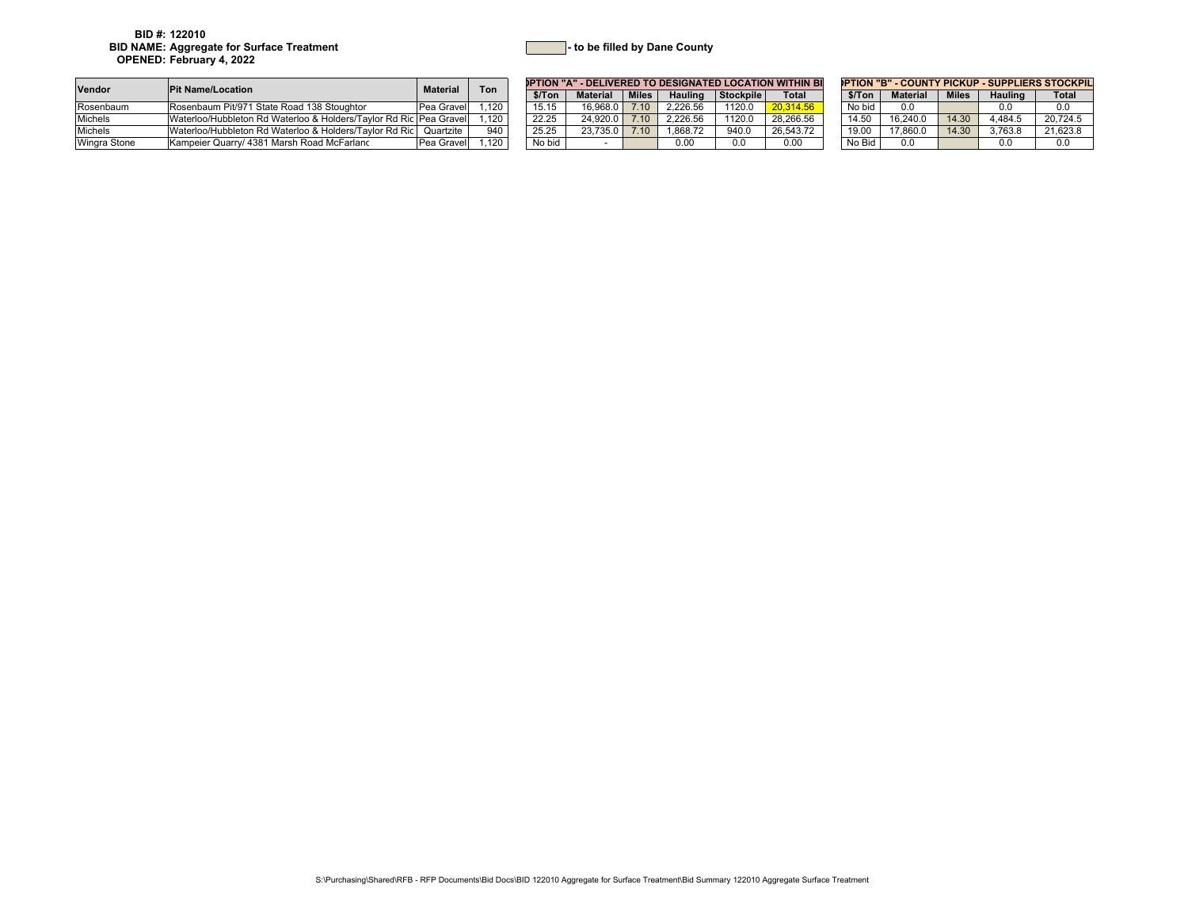**BID #: 122010**
**BID NAME: Aggregate for Surface Treatment**
**OPENED: February 4, 2022**

- to be filled by Dane County

| Vendor | Pit Name/Location | Material | Ton | OPTION "A" - DELIVERED TO DESIGNATED LOCATION WITHIN BI | | | | | | OPTION "B" - COUNTY PICKUP - SUPPLIERS STOCKPIL | | | | |
|---|---|---|---|---|---|---|---|---|---|---|---|---|---|---|
| | | | | $/Ton | Material | Miles | Hauling | Stockpile | Total | $/Ton | Material | Miles | Hauling | Total |
| Rosenbaum | Rosenbaum Pit/971 State Road 138 Stoughtor | Pea Gravel | 1,120 | 15.15 | 16,968.0 | 7.10 | 2,226.56 | 1120.0 | 20,314.56 | No bid | 0.0 | | 0.0 | 0.0 |
| Michels | Waterloo/Hubbleton Rd Waterloo & Holders/Taylor Rd Ric | Pea Gravel | 1,120 | 22.25 | 24,920.0 | 7.10 | 2,226.56 | 1120.0 | 28,266.56 | 14.50 | 16,240.0 | 14.30 | 4,484.5 | 20,724.5 |
| Michels | Waterloo/Hubbleton Rd Waterloo & Holders/Taylor Rd Ric | Quartzite | 940 | 25.25 | 23,735.0 | 7.10 | 1,868.72 | 940.0 | 26,543.72 | 19.00 | 17,860.0 | 14.30 | 3,763.8 | 21,623.8 |
| Wingra Stone | Kampeier Quarry/ 4381 Marsh Road McFarlanc | Pea Gravel | 1,120 | No bid | - | | 0.00 | 0.0 | 0.00 | No Bid | 0.0 | | 0.0 | 0.0 |

S:\Purchasing\Shared\RFB - RFP Documents\Bid Docs\BID 122010 Aggregate for Surface Treatment\Bid Summary 122010 Aggregate Surface Treatment